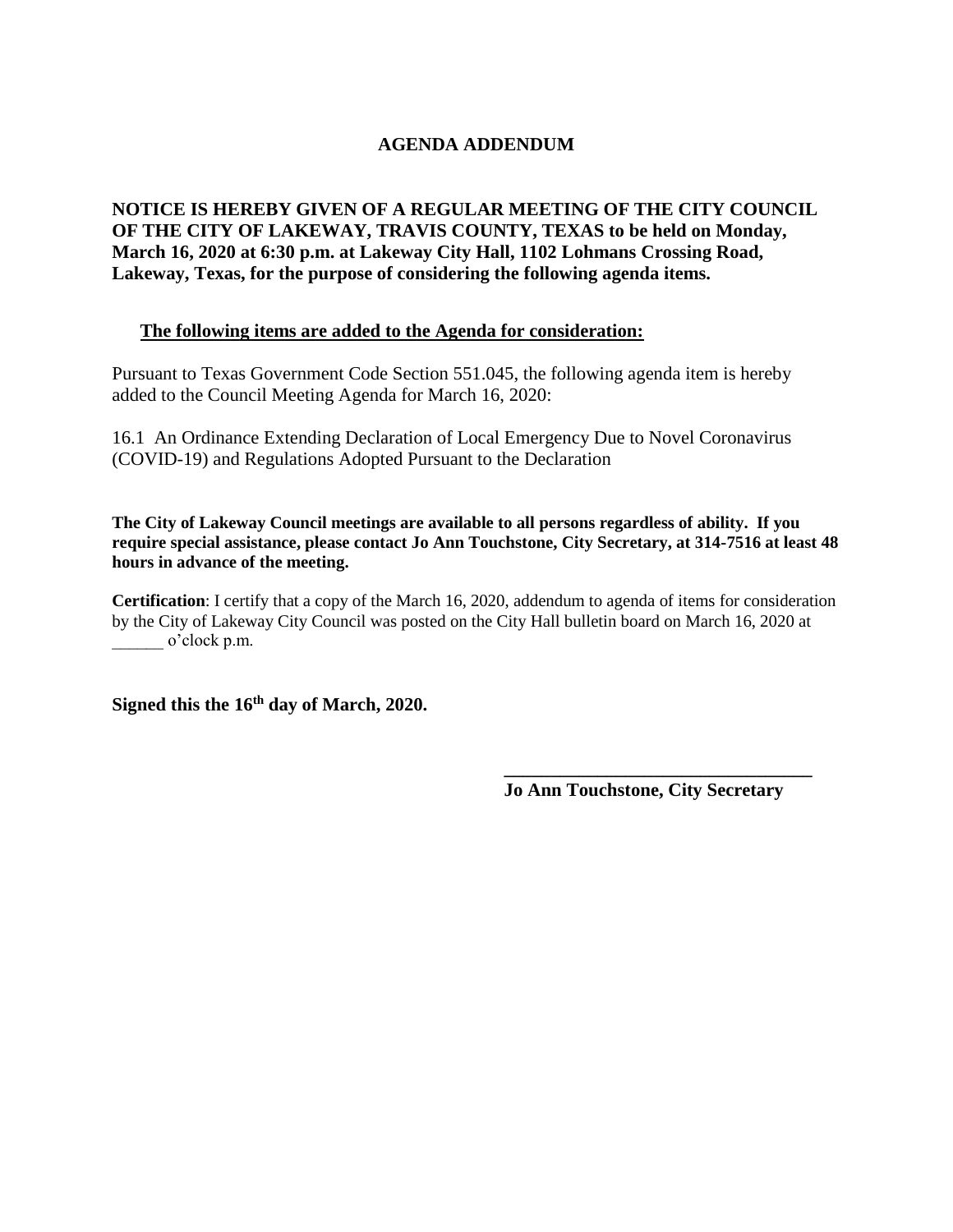# AGENDA ADDENDUM

**NOTICE IS HEREBY GIVEN OF A REGULAR MEETING OF THE CITY COUNCIL OF THE CITY OF LAKEWAY, TRAVIS COUNTY, TEXAS to be held on Monday, March 16, 2020 at 6:30 p.m. at Lakeway City Hall, 1102 Lohmans Crossing Road, Lakeway, Texas, for the purpose of considering the following agenda items.**

**The following items are added to the Agenda for consideration:**

Pursuant to Texas Government Code Section 551.045, the following agenda item is hereby added to the Council Meeting Agenda for March 16, 2020:

16.1 An Ordinance Extending Declaration of Local Emergency Due to Novel Coronavirus (COVID-19) and Regulations Adopted Pursuant to the Declaration

**The City of Lakeway Council meetings are available to all persons regardless of ability. If you require special assistance, please contact Jo Ann Touchstone, City Secretary, at 314-7516 at least 48 hours in advance of the meeting.**

**Certification**: I certify that a copy of the March 16, 2020, addendum to agenda of items for consideration by the City of Lakeway City Council was posted on the City Hall bulletin board on March 16, 2020 at ______ o'clock p.m.

**Signed this the 16th day of March, 2020.**

**__________________________________**
**Jo Ann Touchstone, City Secretary**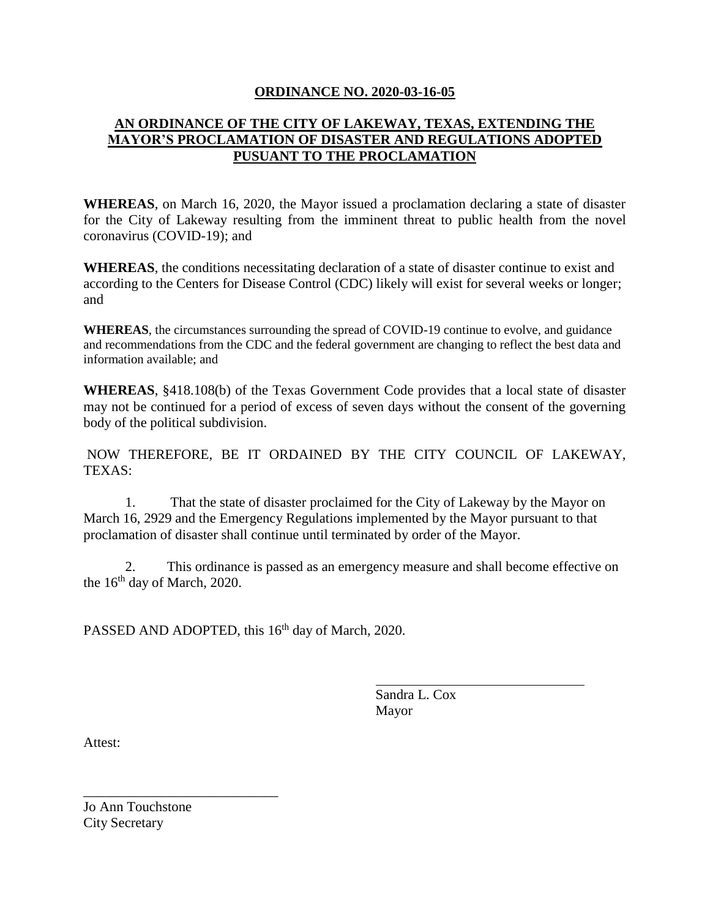**ORDINANCE NO. 2020-03-16-05**

**AN ORDINANCE OF THE CITY OF LAKEWAY, TEXAS, EXTENDING THE MAYOR'S PROCLAMATION OF DISASTER AND REGULATIONS ADOPTED PUSUANT TO THE PROCLAMATION**

**WHEREAS**, on March 16, 2020, the Mayor issued a proclamation declaring a state of disaster for the City of Lakeway resulting from the imminent threat to public health from the novel coronavirus (COVID-19); and

**WHEREAS**, the conditions necessitating declaration of a state of disaster continue to exist and according to the Centers for Disease Control (CDC) likely will exist for several weeks or longer; and

**WHEREAS**, the circumstances surrounding the spread of COVID-19 continue to evolve, and guidance and recommendations from the CDC and the federal government are changing to reflect the best data and information available; and

**WHEREAS**, §418.108(b) of the Texas Government Code provides that a local state of disaster may not be continued for a period of excess of seven days without the consent of the governing body of the political subdivision.

NOW THEREFORE, BE IT ORDAINED BY THE CITY COUNCIL OF LAKEWAY, TEXAS:

1. That the state of disaster proclaimed for the City of Lakeway by the Mayor on March 16, 2929 and the Emergency Regulations implemented by the Mayor pursuant to that proclamation of disaster shall continue until terminated by order of the Mayor.

2. This ordinance is passed as an emergency measure and shall become effective on the 16th day of March, 2020.

PASSED AND ADOPTED, this 16th day of March, 2020.

\_\_\_\_\_\_\_\_\_\_\_\_\_\_\_\_\_\_\_\_\_\_\_\_\_\_\_\_\_\_
Sandra L. Cox
Mayor

Attest:

\_\_\_\_\_\_\_\_\_\_\_\_\_\_\_\_\_\_\_\_\_\_\_\_\_\_\_\_\_\_
Jo Ann Touchstone
City Secretary